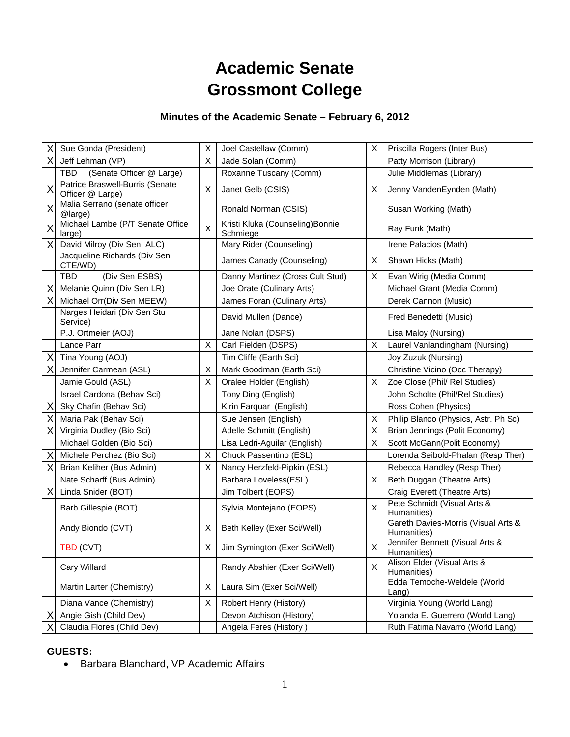# Academic Senate
# Grossmont College

### Minutes of the Academic Senate – February 6, 2012

| | | | | | |
|---|---|---|---|---|---|
| X | Sue Gonda (President) | X | Joel Castellaw (Comm) | X | Priscilla Rogers (Inter Bus) |
| X | Jeff Lehman (VP) | X | Jade Solan (Comm) | | Patty Morrison (Library) |
| | TBD (Senate Officer @ Large) | | Roxanne Tuscany (Comm) | | Julie Middlemas (Library) |
| X | Patrice Braswell-Burris (Senate Officer @ Large) | X | Janet Gelb (CSIS) | X | Jenny VandenEynden (Math) |
| X | Malia Serrano (senate officer @large) | | Ronald Norman (CSIS) | | Susan Working (Math) |
| X | Michael Lambe (P/T Senate Office large) | X | Kristi Kluka (Counseling)Bonnie Schmiege | | Ray Funk (Math) |
| X | David Milroy (Div Sen ALC) | | Mary Rider (Counseling) | | Irene Palacios (Math) |
| | Jacqueline Richards (Div Sen CTE/WD) | | James Canady (Counseling) | X | Shawn Hicks (Math) |
| | TBD (Div Sen ESBS) | | Danny Martinez (Cross Cult Stud) | X | Evan Wirig (Media Comm) |
| X | Melanie Quinn (Div Sen LR) | | Joe Orate (Culinary Arts) | | Michael Grant (Media Comm) |
| X | Michael Orr(Div Sen MEEW) | | James Foran (Culinary Arts) | | Derek Cannon (Music) |
| | Narges Heidari (Div Sen Stu Service) | | David Mullen (Dance) | | Fred Benedetti (Music) |
| | P.J. Ortmeier (AOJ) | | Jane Nolan (DSPS) | | Lisa Maloy (Nursing) |
| | Lance Parr | X | Carl Fielden (DSPS) | X | Laurel Vanlandingham (Nursing) |
| X | Tina Young (AOJ) | | Tim Cliffe (Earth Sci) | | Joy Zuzuk (Nursing) |
| X | Jennifer Carmean (ASL) | X | Mark Goodman (Earth Sci) | | Christine Vicino (Occ Therapy) |
| | Jamie Gould (ASL) | X | Oralee Holder (English) | X | Zoe Close (Phil/ Rel Studies) |
| | Israel Cardona (Behav Sci) | | Tony Ding (English) | | John Scholte (Phil/Rel Studies) |
| X | Sky Chafin (Behav Sci) | | Kirin Farquar (English) | | Ross Cohen (Physics) |
| X | Maria Pak (Behav Sci) | | Sue Jensen (English) | X | Philip Blanco (Physics, Astr. Ph Sc) |
| X | Virginia Dudley (Bio Sci) | | Adelle Schmitt (English) | X | Brian Jennings (Polit Economy) |
| | Michael Golden (Bio Sci) | | Lisa Ledri-Aguilar (English) | X | Scott McGann(Polit Economy) |
| X | Michele Perchez (Bio Sci) | X | Chuck Passentino (ESL) | | Lorenda Seibold-Phalan (Resp Ther) |
| X | Brian Keliher (Bus Admin) | X | Nancy Herzfeld-Pipkin (ESL) | | Rebecca Handley (Resp Ther) |
| | Nate Scharff (Bus Admin) | | Barbara Loveless(ESL) | X | Beth Duggan (Theatre Arts) |
| X | Linda Snider (BOT) | | Jim Tolbert (EOPS) | | Craig Everett (Theatre Arts) |
| | Barb Gillespie (BOT) | | Sylvia Montejano (EOPS) | X | Pete Schmidt (Visual Arts & Humanities) |
| | Andy Biondo (CVT) | X | Beth Kelley (Exer Sci/Well) | | Gareth Davies-Morris (Visual Arts & Humanities) |
| | TBD (CVT) | X | Jim Symington (Exer Sci/Well) | X | Jennifer Bennett (Visual Arts & Humanities) |
| | Cary Willard | | Randy Abshier (Exer Sci/Well) | X | Alison Elder (Visual Arts & Humanities) |
| | Martin Larter (Chemistry) | X | Laura Sim (Exer Sci/Well) | | Edda Temoche-Weldele (World Lang) |
| | Diana Vance (Chemistry) | X | Robert Henry (History) | | Virginia Young (World Lang) |
| X | Angie Gish (Child Dev) | | Devon Atchison (History) | | Yolanda E. Guerrero (World Lang) |
| X | Claudia Flores (Child Dev) | | Angela Feres (History ) | | Ruth Fatima Navarro (World Lang) |

**GUESTS:**

- Barbara Blanchard, VP Academic Affairs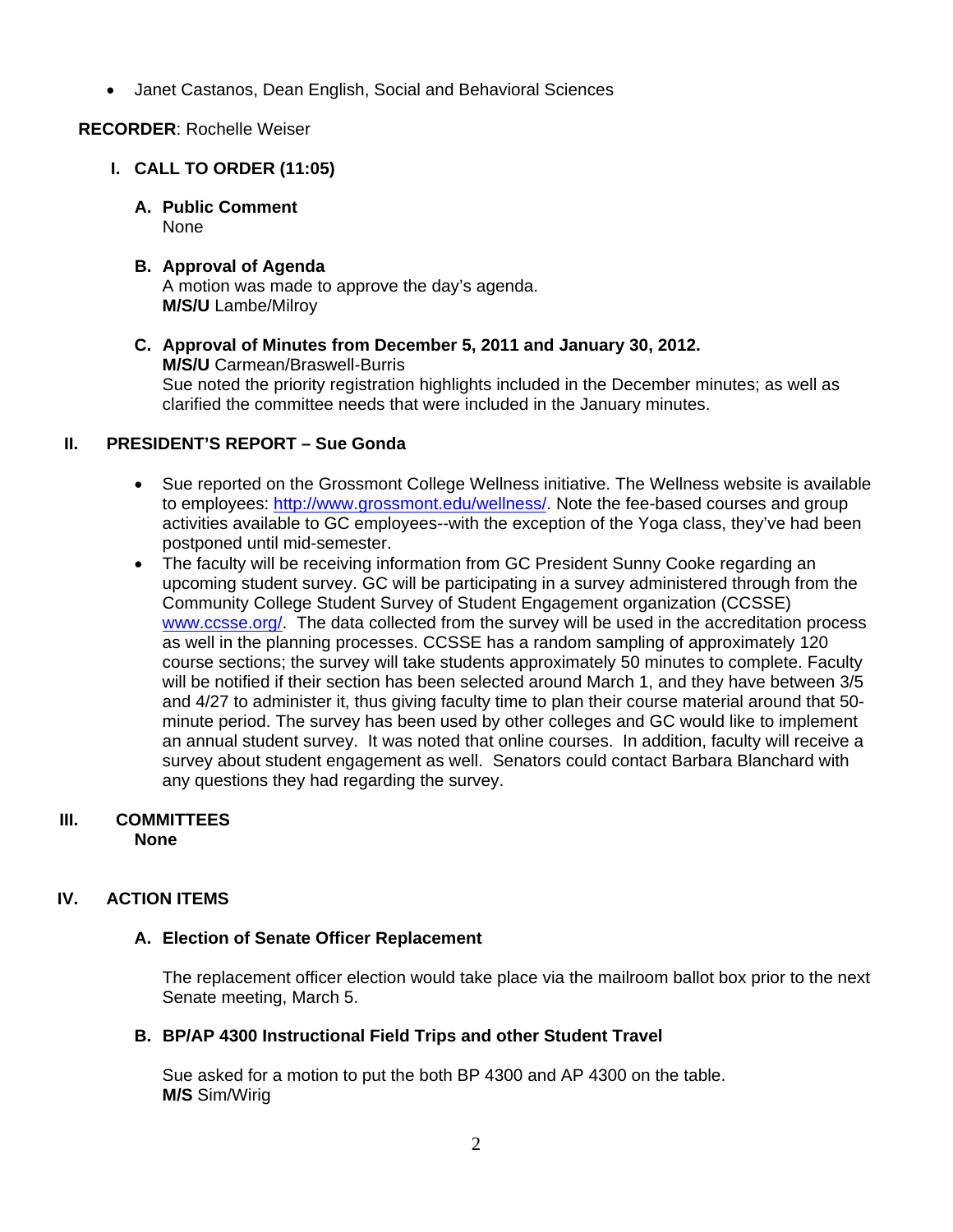- Janet Castanos, Dean English, Social and Behavioral Sciences

**RECORDER**: Rochelle Weiser

## I. CALL TO ORDER (11:05)

### A. Public Comment

None

### B. Approval of Agenda

A motion was made to approve the day's agenda.
**M/S/U** Lambe/Milroy

### C. Approval of Minutes from December 5, 2011 and January 30, 2012.

**M/S/U** Carmean/Braswell-Burris
Sue noted the priority registration highlights included in the December minutes; as well as clarified the committee needs that were included in the January minutes.

## II. PRESIDENT'S REPORT – Sue Gonda

- Sue reported on the Grossmont College Wellness initiative. The Wellness website is available to employees: http://www.grossmont.edu/wellness/. Note the fee-based courses and group activities available to GC employees--with the exception of the Yoga class, they've had been postponed until mid-semester.
- The faculty will be receiving information from GC President Sunny Cooke regarding an upcoming student survey. GC will be participating in a survey administered through from the Community College Student Survey of Student Engagement organization (CCSSE) www.ccsse.org/. The data collected from the survey will be used in the accreditation process as well in the planning processes. CCSSE has a random sampling of approximately 120 course sections; the survey will take students approximately 50 minutes to complete. Faculty will be notified if their section has been selected around March 1, and they have between 3/5 and 4/27 to administer it, thus giving faculty time to plan their course material around that 50-minute period. The survey has been used by other colleges and GC would like to implement an annual student survey. It was noted that online courses. In addition, faculty will receive a survey about student engagement as well. Senators could contact Barbara Blanchard with any questions they had regarding the survey.

## III. COMMITTEES

**None**

## IV. ACTION ITEMS

### A. Election of Senate Officer Replacement

The replacement officer election would take place via the mailroom ballot box prior to the next Senate meeting, March 5.

### B. BP/AP 4300 Instructional Field Trips and other Student Travel

Sue asked for a motion to put the both BP 4300 and AP 4300 on the table.
**M/S** Sim/Wirig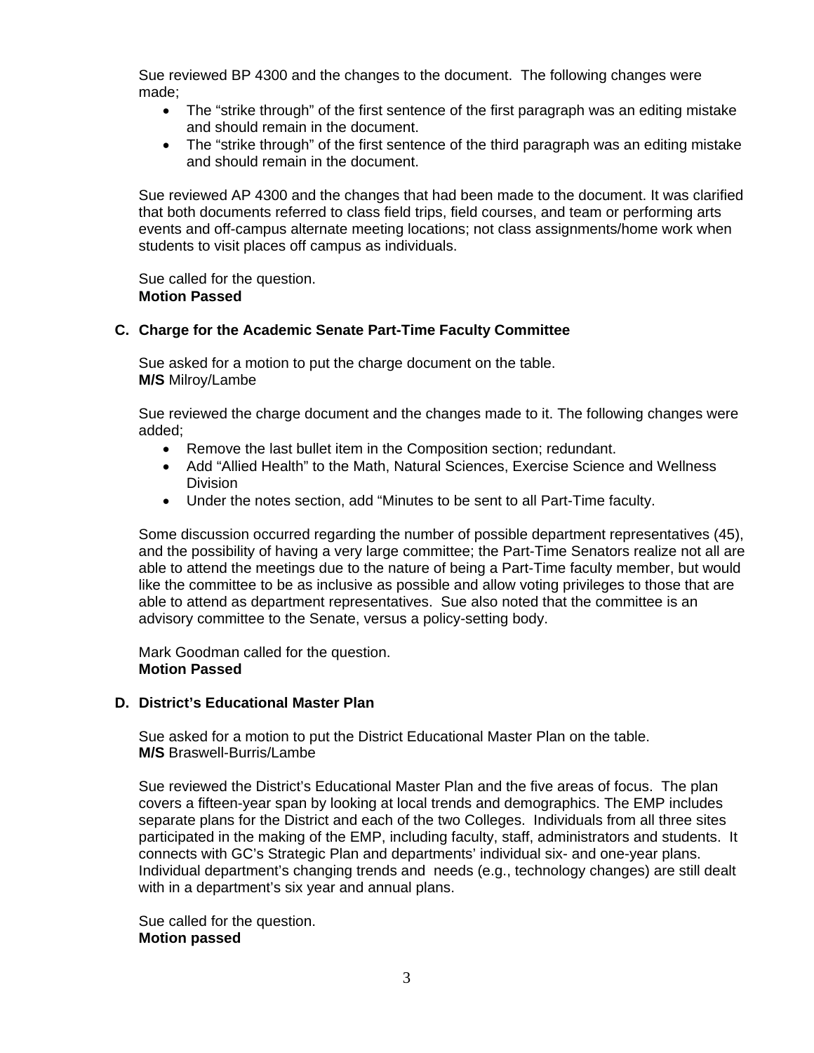Sue reviewed BP 4300 and the changes to the document. The following changes were made;

- The "strike through" of the first sentence of the first paragraph was an editing mistake and should remain in the document.
- The "strike through" of the first sentence of the third paragraph was an editing mistake and should remain in the document.

Sue reviewed AP 4300 and the changes that had been made to the document. It was clarified that both documents referred to class field trips, field courses, and team or performing arts events and off-campus alternate meeting locations; not class assignments/home work when students to visit places off campus as individuals.

Sue called for the question.
**Motion Passed**

### C. Charge for the Academic Senate Part-Time Faculty Committee

Sue asked for a motion to put the charge document on the table.
**M/S** Milroy/Lambe

Sue reviewed the charge document and the changes made to it. The following changes were added;

- Remove the last bullet item in the Composition section; redundant.
- Add "Allied Health" to the Math, Natural Sciences, Exercise Science and Wellness Division
- Under the notes section, add "Minutes to be sent to all Part-Time faculty.

Some discussion occurred regarding the number of possible department representatives (45), and the possibility of having a very large committee; the Part-Time Senators realize not all are able to attend the meetings due to the nature of being a Part-Time faculty member, but would like the committee to be as inclusive as possible and allow voting privileges to those that are able to attend as department representatives. Sue also noted that the committee is an advisory committee to the Senate, versus a policy-setting body.

Mark Goodman called for the question.
**Motion Passed**

### D. District's Educational Master Plan

Sue asked for a motion to put the District Educational Master Plan on the table.
**M/S** Braswell-Burris/Lambe

Sue reviewed the District's Educational Master Plan and the five areas of focus. The plan covers a fifteen-year span by looking at local trends and demographics. The EMP includes separate plans for the District and each of the two Colleges. Individuals from all three sites participated in the making of the EMP, including faculty, staff, administrators and students. It connects with GC's Strategic Plan and departments' individual six- and one-year plans. Individual department's changing trends and needs (e.g., technology changes) are still dealt with in a department's six year and annual plans.

Sue called for the question.
**Motion passed**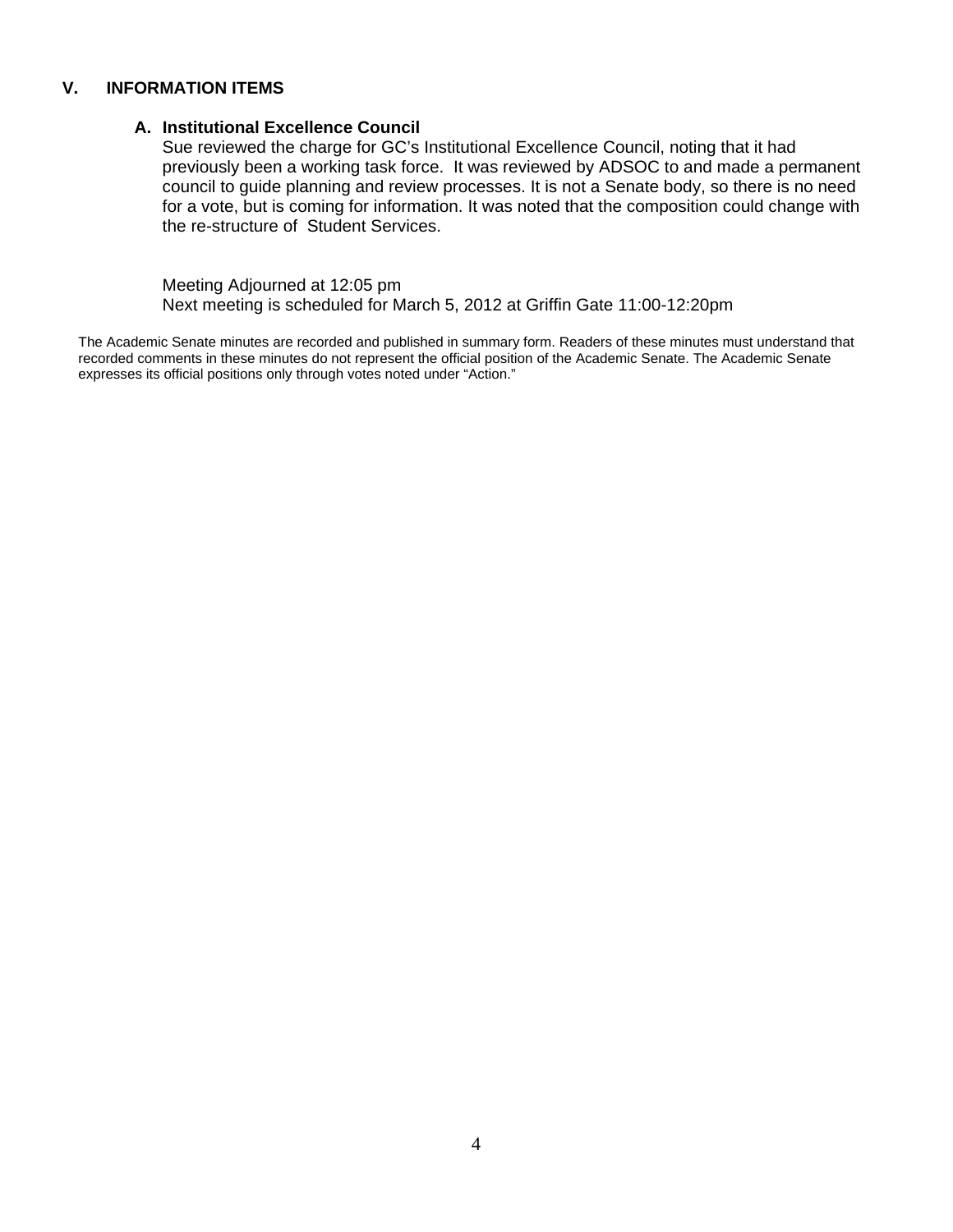## V. INFORMATION ITEMS

### A. Institutional Excellence Council

Sue reviewed the charge for GC's Institutional Excellence Council, noting that it had previously been a working task force. It was reviewed by ADSOC to and made a permanent council to guide planning and review processes. It is not a Senate body, so there is no need for a vote, but is coming for information. It was noted that the composition could change with the re-structure of Student Services.

Meeting Adjourned at 12:05 pm
Next meeting is scheduled for March 5, 2012 at Griffin Gate 11:00-12:20pm

The Academic Senate minutes are recorded and published in summary form. Readers of these minutes must understand that recorded comments in these minutes do not represent the official position of the Academic Senate. The Academic Senate expresses its official positions only through votes noted under "Action."